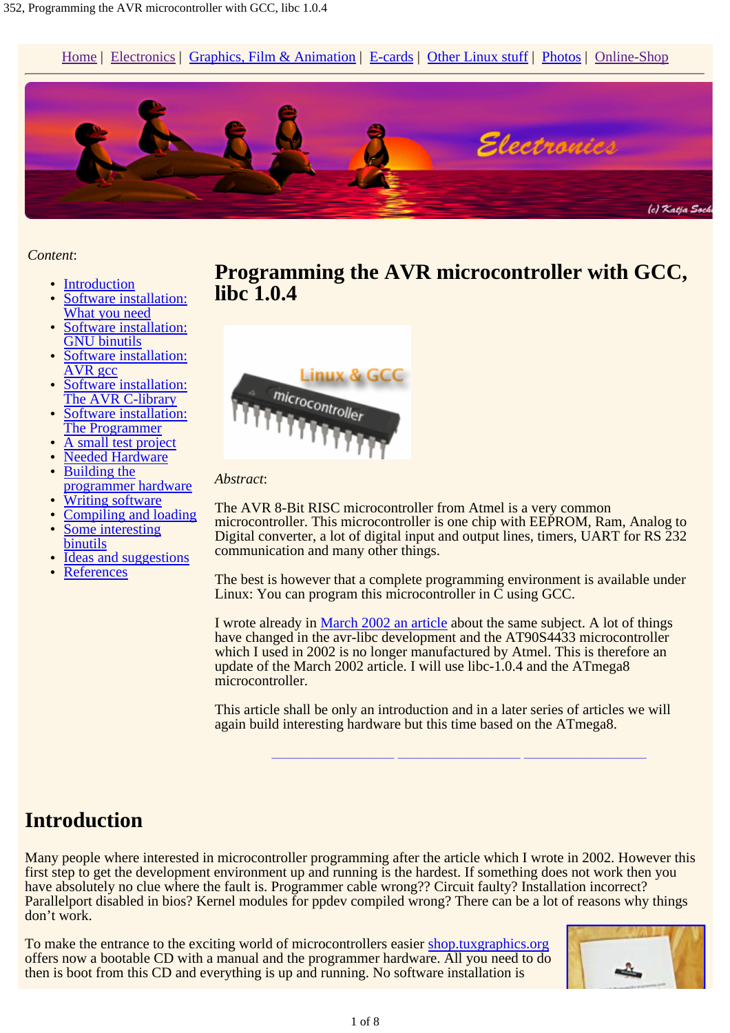Home | Electronics | Graphics, Film & Animation | E-cards | Other Linux stuff | Photos | Online-Shop

*Content*:

- Introduction
- Software installation: What you need
- Software installation: GNU binutils
- Software installation: AVR gcc
- Software installation: The AVR C-library
- Software installation: The Programmer
- A small test project
- Needed Hardware
- Building the programmer hardware
- Writing software
- Compiling and loading
- Some interesting binutils
- Ideas and suggestions
- References

# Programming the AVR microcontroller with GCC, libc 1.0.4

*Abstract*:

The AVR 8-Bit RISC microcontroller from Atmel is a very common microcontroller. This microcontroller is one chip with EEPROM, Ram, Analog to Digital converter, a lot of digital input and output lines, timers, UART for RS 232 communication and many other things.

The best is however that a complete programming environment is available under Linux: You can program this microcontroller in C using GCC.

I wrote already in March 2002 an article about the same subject. A lot of things have changed in the avr-libc development and the AT90S4433 microcontroller which I used in 2002 is no longer manufactured by Atmel. This is therefore an update of the March 2002 article. I will use libc-1.0.4 and the ATmega8 microcontroller.

This article shall be only an introduction and in a later series of articles we will again build interesting hardware but this time based on the ATmega8.

## Introduction

Many people where interested in microcontroller programming after the article which I wrote in 2002. However this first step to get the development environment up and running is the hardest. If something does not work then you have absolutely no clue where the fault is. Programmer cable wrong?? Circuit faulty? Installation incorrect? Parallelport disabled in bios? Kernel modules for ppdev compiled wrong? There can be a lot of reasons why things don't work.

To make the entrance to the exciting world of microcontrollers easier shop.tuxgraphics.org offers now a bootable CD with a manual and the programmer hardware. All you need to do then is boot from this CD and everything is up and running. No software installation is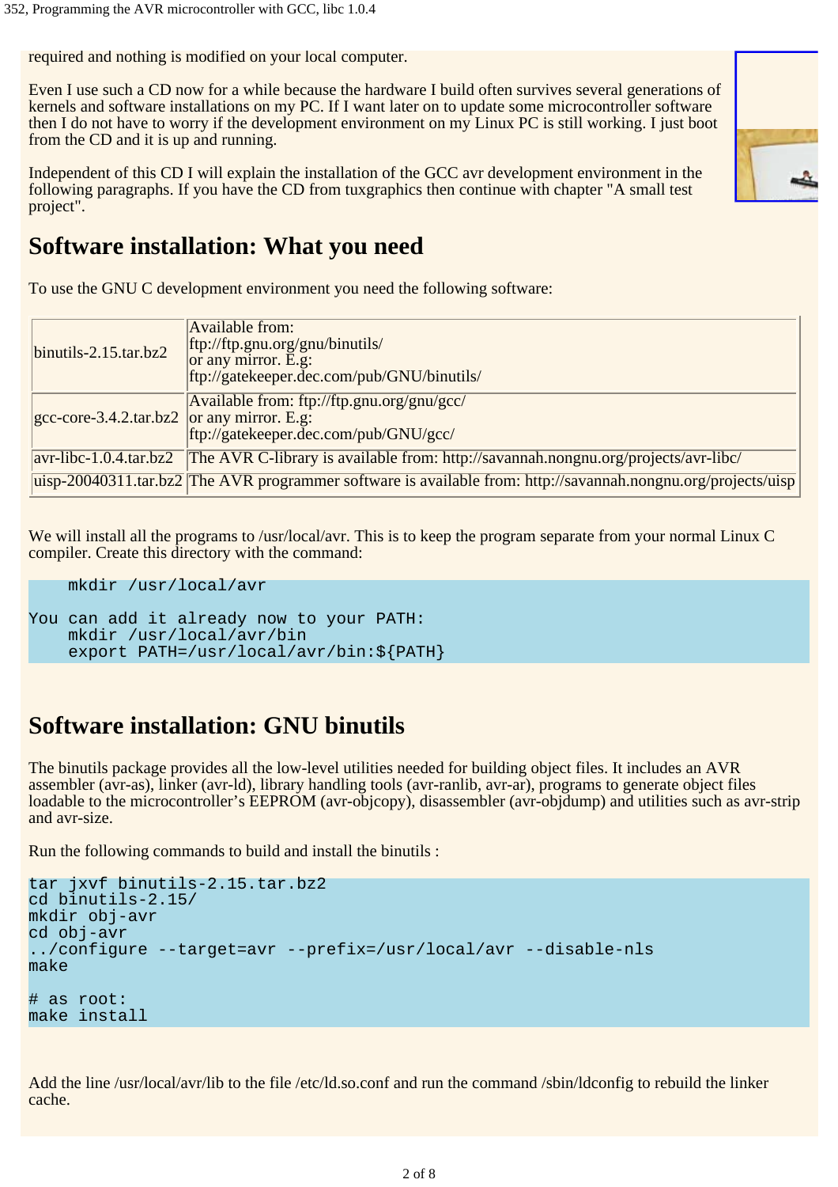required and nothing is modified on your local computer.

Even I use such a CD now for a while because the hardware I build often survives several generations of kernels and software installations on my PC. If I want later on to update some microcontroller software then I do not have to worry if the development environment on my Linux PC is still working. I just boot from the CD and it is up and running.

Independent of this CD I will explain the installation of the GCC avr development environment in the following paragraphs. If you have the CD from tuxgraphics then continue with chapter "A small test project".

## Software installation: What you need

To use the GNU C development environment you need the following software:

| | |
|---|---|
| binutils-2.15.tar.bz2 | Available from: ftp://ftp.gnu.org/gnu/binutils/ or any mirror. E.g: ftp://gatekeeper.dec.com/pub/GNU/binutils/ |
| gcc-core-3.4.2.tar.bz2 | Available from: ftp://ftp.gnu.org/gnu/gcc/ or any mirror. E.g: ftp://gatekeeper.dec.com/pub/GNU/gcc/ |
| avr-libc-1.0.4.tar.bz2 | The AVR C-library is available from: http://savannah.nongnu.org/projects/avr-libc/ |
| uisp-20040311.tar.bz2 | The AVR programmer software is available from: http://savannah.nongnu.org/projects/uisp |

We will install all the programs to /usr/local/avr. This is to keep the program separate from your normal Linux C compiler. Create this directory with the command:

```
    mkdir /usr/local/avr

You can add it already now to your PATH:
    mkdir /usr/local/avr/bin
    export PATH=/usr/local/avr/bin:${PATH}
```

## Software installation: GNU binutils

The binutils package provides all the low-level utilities needed for building object files. It includes an AVR assembler (avr-as), linker (avr-ld), library handling tools (avr-ranlib, avr-ar), programs to generate object files loadable to the microcontroller's EEPROM (avr-objcopy), disassembler (avr-objdump) and utilities such as avr-strip and avr-size.

Run the following commands to build and install the binutils :

```
tar jxvf binutils-2.15.tar.bz2
cd binutils-2.15/
mkdir obj-avr
cd obj-avr
../configure --target=avr --prefix=/usr/local/avr --disable-nls
make

# as root:
make install
```

Add the line /usr/local/avr/lib to the file /etc/ld.so.conf and run the command /sbin/ldconfig to rebuild the linker cache.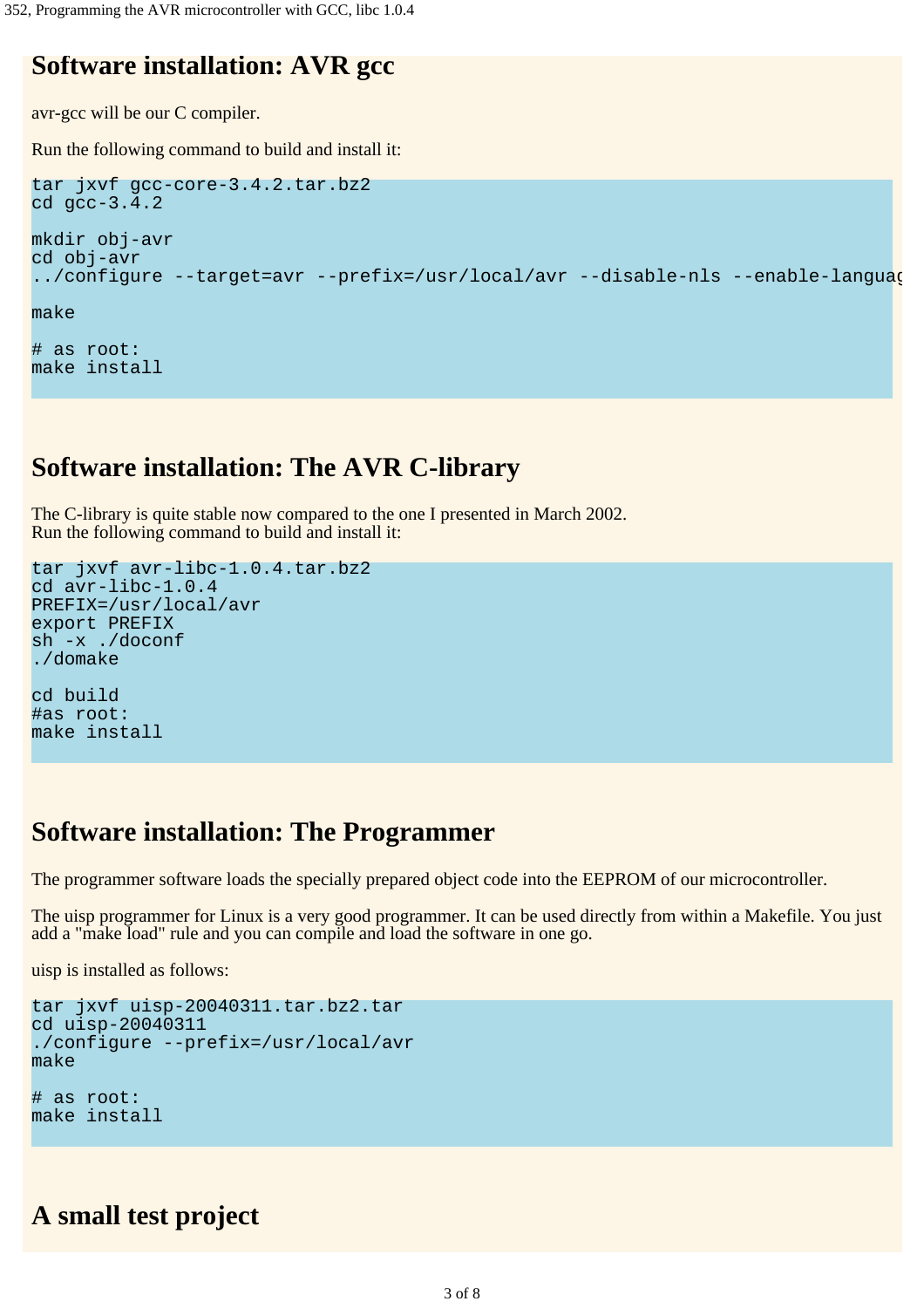## Software installation: AVR gcc

avr-gcc will be our C compiler.

Run the following command to build and install it:

```
tar jxvf gcc-core-3.4.2.tar.bz2
cd gcc-3.4.2

mkdir obj-avr
cd obj-avr
../configure --target=avr --prefix=/usr/local/avr --disable-nls --enable-languag

make

# as root:
make install
```

## Software installation: The AVR C-library

The C-library is quite stable now compared to the one I presented in March 2002.
Run the following command to build and install it:

```
tar jxvf avr-libc-1.0.4.tar.bz2
cd avr-libc-1.0.4
PREFIX=/usr/local/avr
export PREFIX
sh -x ./doconf
./domake

cd build
#as root:
make install
```

## Software installation: The Programmer

The programmer software loads the specially prepared object code into the EEPROM of our microcontroller.

The uisp programmer for Linux is a very good programmer. It can be used directly from within a Makefile. You just add a "make load" rule and you can compile and load the software in one go.

uisp is installed as follows:

```
tar jxvf uisp-20040311.tar.bz2.tar
cd uisp-20040311
./configure --prefix=/usr/local/avr
make

# as root:
make install
```

## A small test project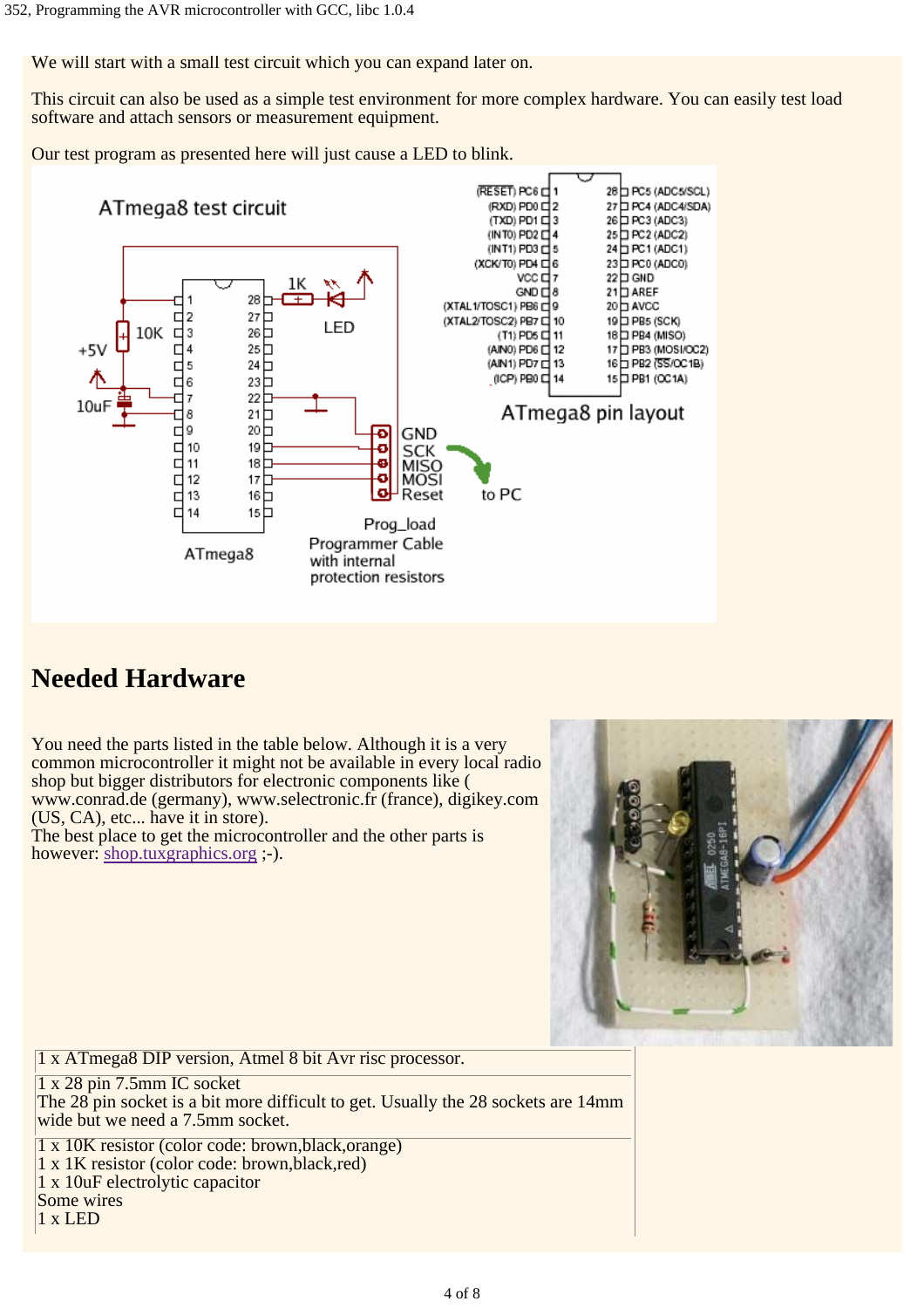We will start with a small test circuit which you can expand later on.

This circuit can also be used as a simple test environment for more complex hardware. You can easily test load software and attach sensors or measurement equipment.

Our test program as presented here will just cause a LED to blink.

## Needed Hardware

You need the parts listed in the table below. Although it is a very common microcontroller it might not be available in every local radio shop but bigger distributors for electronic components like ( www.conrad.de (germany), www.selectronic.fr (france), digikey.com (US, CA), etc... have it in store).
The best place to get the microcontroller and the other parts is however: shop.tuxgraphics.org ;-).

| |
|---|
| 1 x ATmega8 DIP version, Atmel 8 bit Avr risc processor. |
| 1 x 28 pin 7.5mm IC socket<br>The 28 pin socket is a bit more difficult to get. Usually the 28 sockets are 14mm wide but we need a 7.5mm socket. |
| 1 x 10K resistor (color code: brown,black,orange)<br>1 x 1K resistor (color code: brown,black,red)<br>1 x 10uF electrolytic capacitor<br>Some wires<br>1 x LED |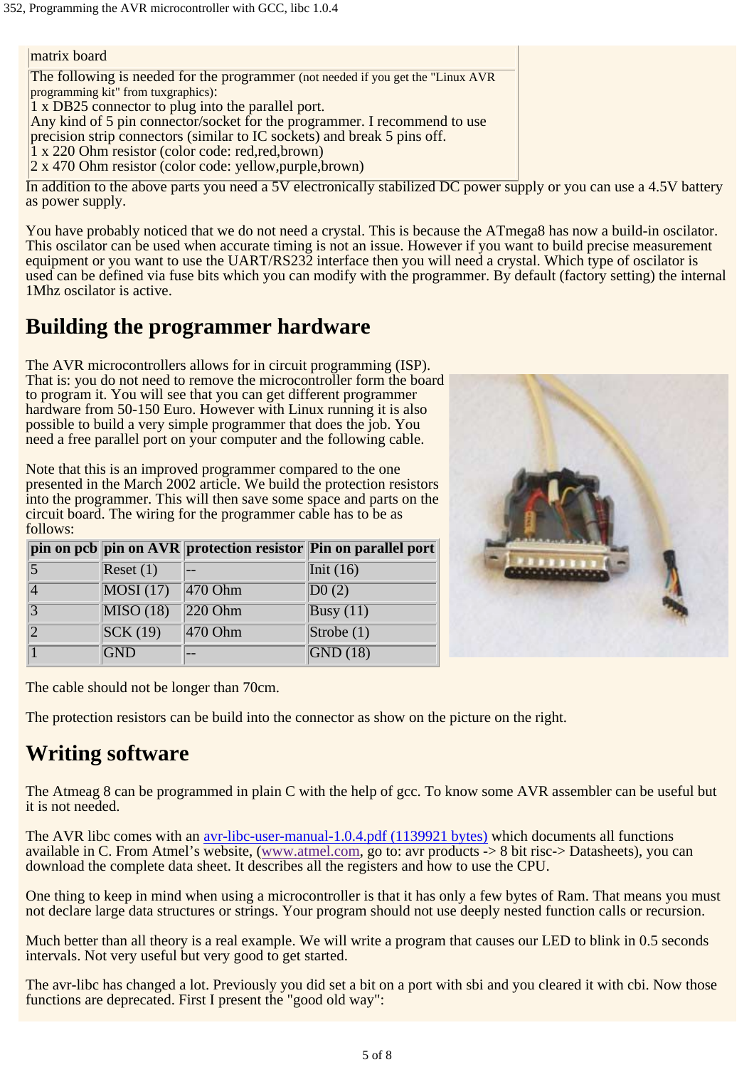| matrix board |
| --- |
| The following is needed for the programmer (not needed if you get the "Linux AVR programming kit" from tuxgraphics):<br>1 x DB25 connector to plug into the parallel port.<br>Any kind of 5 pin connector/socket for the programmer. I recommend to use precision strip connectors (similar to IC sockets) and break 5 pins off.<br>1 x 220 Ohm resistor (color code: red,red,brown)<br>2 x 470 Ohm resistor (color code: yellow,purple,brown) |

In addition to the above parts you need a 5V electronically stabilized DC power supply or you can use a 4.5V battery as power supply.

You have probably noticed that we do not need a crystal. This is because the ATmega8 has now a build-in oscillator. This oscillator can be used when accurate timing is not an issue. However if you want to build precise measurement equipment or you want to use the UART/RS232 interface then you will need a crystal. Which type of oscillator is used can be defined via fuse bits which you can modify with the programmer. By default (factory setting) the internal 1Mhz oscilator is active.

## Building the programmer hardware

The AVR microcontrollers allows for in circuit programming (ISP). That is: you do not need to remove the microcontroller form the board to program it. You will see that you can get different programmer hardware from 50-150 Euro. However with Linux running it is also possible to build a very simple programmer that does the job. You need a free parallel port on your computer and the following cable.

Note that this is an improved programmer compared to the one presented in the March 2002 article. We build the protection resistors into the programmer. This will then save some space and parts on the circuit board. The wiring for the programmer cable has to be as follows:

| pin on pcb | pin on AVR | protection resistor | Pin on parallel port |
| --- | --- | --- | --- |
| 5 | Reset (1) | -- | Init (16) |
| 4 | MOSI (17) | 470 Ohm | D0 (2) |
| 3 | MISO (18) | 220 Ohm | Busy (11) |
| 2 | SCK (19) | 470 Ohm | Strobe (1) |
| 1 | GND | -- | GND (18) |

The cable should not be longer than 70cm.

The protection resistors can be build into the connector as show on the picture on the right.

## Writing software

The Atmeag 8 can be programmed in plain C with the help of gcc. To know some AVR assembler can be useful but it is not needed.

The AVR libc comes with an avr-libc-user-manual-1.0.4.pdf (1139921 bytes) which documents all functions available in C. From Atmel's website, (www.atmel.com, go to: avr products -> 8 bit risc-> Datasheets), you can download the complete data sheet. It describes all the registers and how to use the CPU.

One thing to keep in mind when using a microcontroller is that it has only a few bytes of Ram. That means you must not declare large data structures or strings. Your program should not use deeply nested function calls or recursion.

Much better than all theory is a real example. We will write a program that causes our LED to blink in 0.5 seconds intervals. Not very useful but very good to get started.

The avr-libc has changed a lot. Previously you did set a bit on a port with sbi and you cleared it with cbi. Now those functions are deprecated. First I present the "good old way":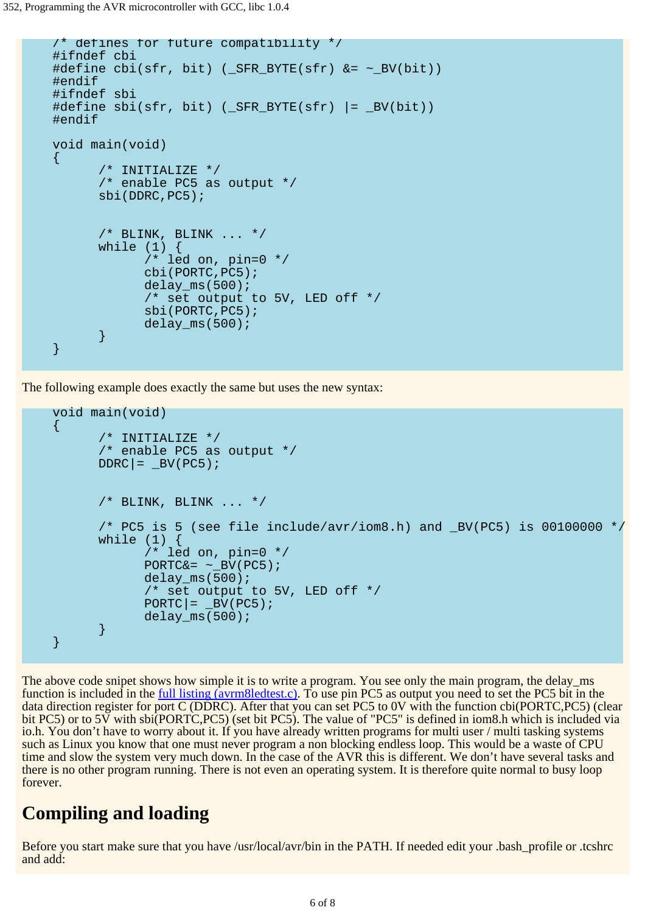```
/* defines for future compatibility */
#ifndef cbi
#define cbi(sfr, bit) (_SFR_BYTE(sfr) &= ~_BV(bit))
#endif
#ifndef sbi
#define sbi(sfr, bit) (_SFR_BYTE(sfr) |= _BV(bit))
#endif

void main(void)
{
      /* INITIALIZE */
      /* enable PC5 as output */
      sbi(DDRC,PC5);


      /* BLINK, BLINK ... */
      while (1) {
            /* led on, pin=0 */
            cbi(PORTC,PC5);
            delay_ms(500);
            /* set output to 5V, LED off */
            sbi(PORTC,PC5);
            delay_ms(500);
      }
}
```

The following example does exactly the same but uses the new syntax:

```
void main(void)
{
      /* INITIALIZE */
      /* enable PC5 as output */
      DDRC|= _BV(PC5);


      /* BLINK, BLINK ... */

      /* PC5 is 5 (see file include/avr/iom8.h) and _BV(PC5) is 00100000 */
      while (1) {
            /* led on, pin=0 */
            PORTC&= ~_BV(PC5);
            delay_ms(500);
            /* set output to 5V, LED off */
            PORTC|= _BV(PC5);
            delay_ms(500);
      }
}
```

The above code snipet shows how simple it is to write a program. You see only the main program, the delay_ms function is included in the full listing (avrm8ledtest.c). To use pin PC5 as output you need to set the PC5 bit in the data direction register for port C (DDRC). After that you can set PC5 to 0V with the function cbi(PORTC,PC5) (clear bit PC5) or to 5V with sbi(PORTC,PC5) (set bit PC5). The value of "PC5" is defined in iom8.h which is included via io.h. You don't have to worry about it. If you have already written programs for multi user / multi tasking systems such as Linux you know that one must never program a non blocking endless loop. This would be a waste of CPU time and slow the system very much down. In the case of the AVR this is different. We don't have several tasks and there is no other program running. There is not even an operating system. It is therefore quite normal to busy loop forever.

## Compiling and loading

Before you start make sure that you have /usr/local/avr/bin in the PATH. If needed edit your .bash_profile or .tcshrc and add: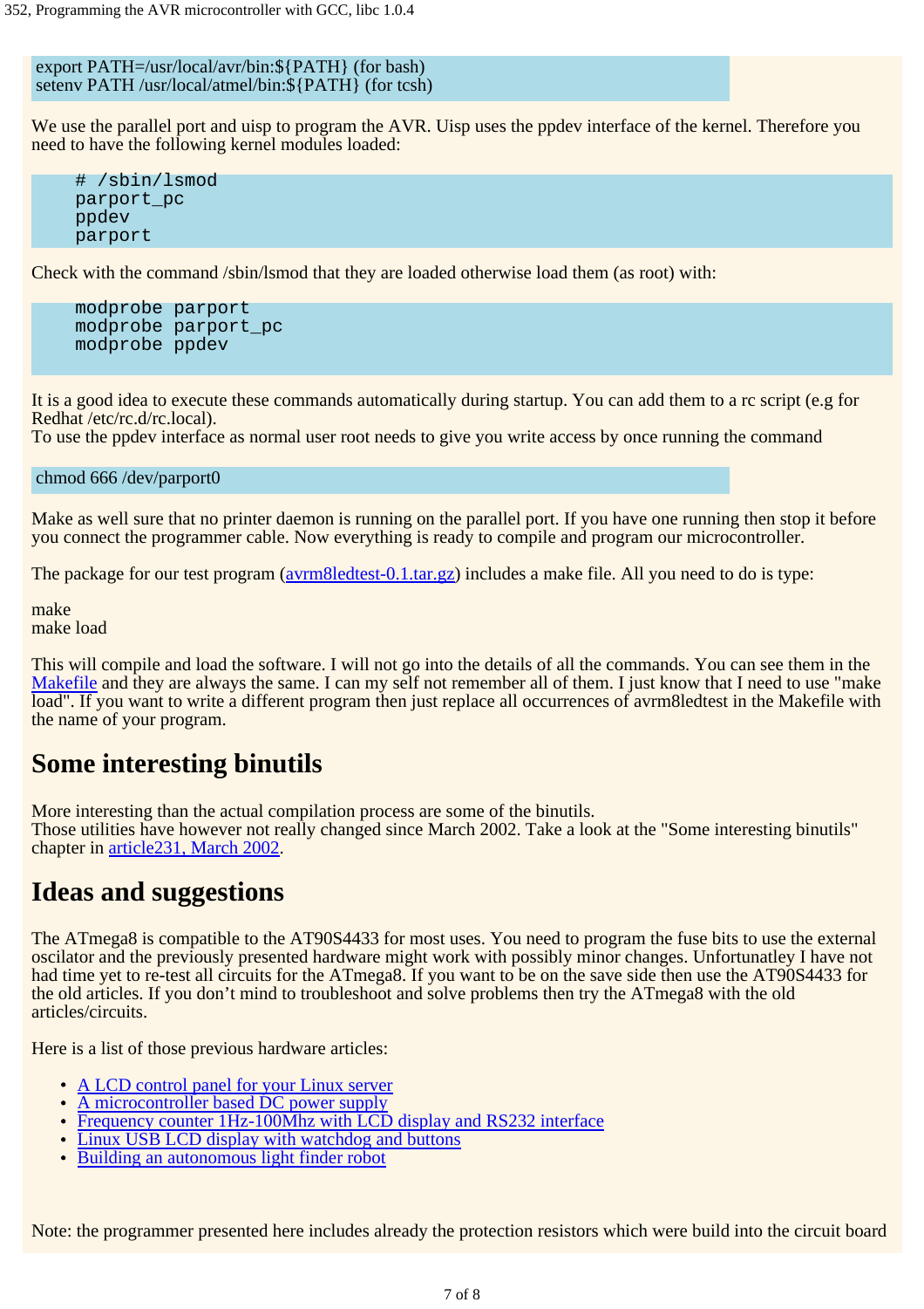```
export PATH=/usr/local/avr/bin:${PATH} (for bash)
setenv PATH /usr/local/atmel/bin:${PATH} (for tcsh)
```

We use the parallel port and uisp to program the AVR. Uisp uses the ppdev interface of the kernel. Therefore you need to have the following kernel modules loaded:

```
    # /sbin/lsmod
    parport_pc
    ppdev
    parport
```

Check with the command /sbin/lsmod that they are loaded otherwise load them (as root) with:

```
    modprobe parport
    modprobe parport_pc
    modprobe ppdev
```

It is a good idea to execute these commands automatically during startup. You can add them to a rc script (e.g for Redhat /etc/rc.d/rc.local).
To use the ppdev interface as normal user root needs to give you write access by once running the command

```
chmod 666 /dev/parport0
```

Make as well sure that no printer daemon is running on the parallel port. If you have one running then stop it before you connect the programmer cable. Now everything is ready to compile and program our microcontroller.

The package for our test program (avrm8ledtest-0.1.tar.gz) includes a make file. All you need to do is type:

make
make load

This will compile and load the software. I will not go into the details of all the commands. You can see them in the Makefile and they are always the same. I can my self not remember all of them. I just know that I need to use "make load". If you want to write a different program then just replace all occurrences of avrm8ledtest in the Makefile with the name of your program.

## Some interesting binutils

More interesting than the actual compilation process are some of the binutils.
Those utilities have however not really changed since March 2002. Take a look at the "Some interesting binutils" chapter in article231, March 2002.

## Ideas and suggestions

The ATmega8 is compatible to the AT90S4433 for most uses. You need to program the fuse bits to use the external oscilator and the previously presented hardware might work with possibly minor changes. Unfortunatley I have not had time yet to re-test all circuits for the ATmega8. If you want to be on the save side then use the AT90S4433 for the old articles. If you don't mind to troubleshoot and solve problems then try the ATmega8 with the old articles/circuits.

Here is a list of those previous hardware articles:

- A LCD control panel for your Linux server
- A microcontroller based DC power supply
- Frequency counter 1Hz-100Mhz with LCD display and RS232 interface
- Linux USB LCD display with watchdog and buttons
- Building an autonomous light finder robot

Note: the programmer presented here includes already the protection resistors which were build into the circuit board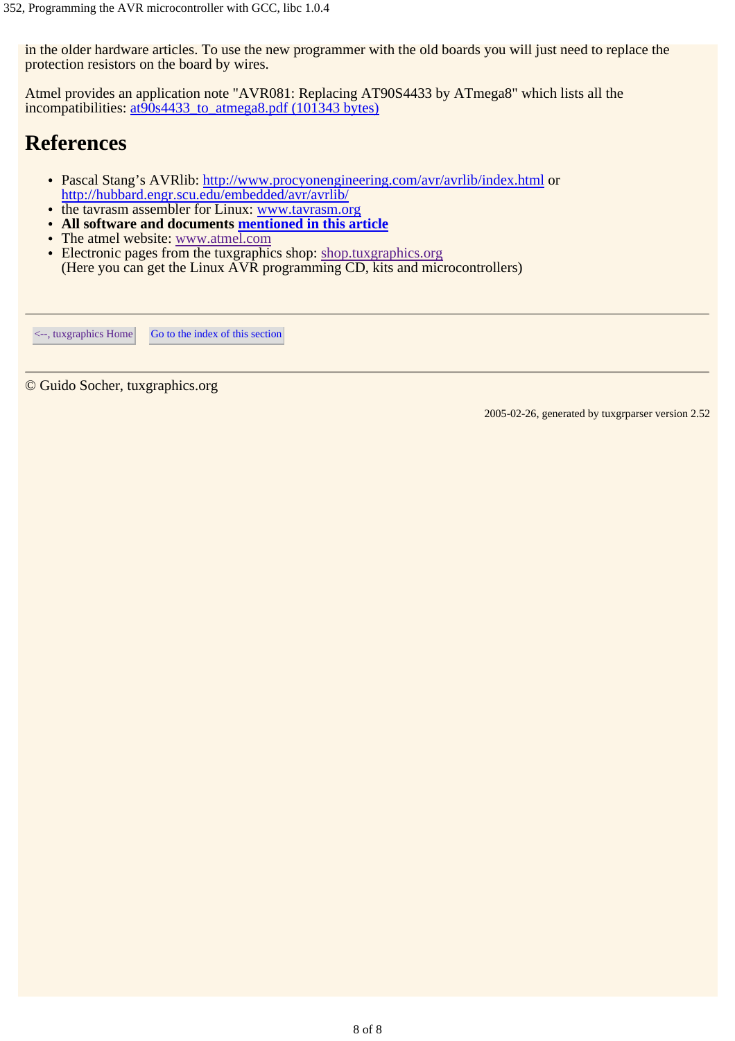in the older hardware articles. To use the new programmer with the old boards you will just need to replace the protection resistors on the board by wires.

Atmel provides an application note "AVR081: Replacing AT90S4433 by ATmega8" which lists all the incompatibilities: at90s4433_to_atmega8.pdf (101343 bytes)

## References

- Pascal Stang's AVRlib: http://www.procyonengineering.com/avr/avrlib/index.html or http://hubbard.engr.scu.edu/embedded/avr/avrlib/
- the tavrasm assembler for Linux: www.tavrasm.org
- **All software and documents mentioned in this article**
- The atmel website: www.atmel.com
- Electronic pages from the tuxgraphics shop: shop.tuxgraphics.org
  (Here you can get the Linux AVR programming CD, kits and microcontrollers)

---

<--, tuxgraphics Home    Go to the index of this section

---

© Guido Socher, tuxgraphics.org

2005-02-26, generated by tuxgrparser version 2.52